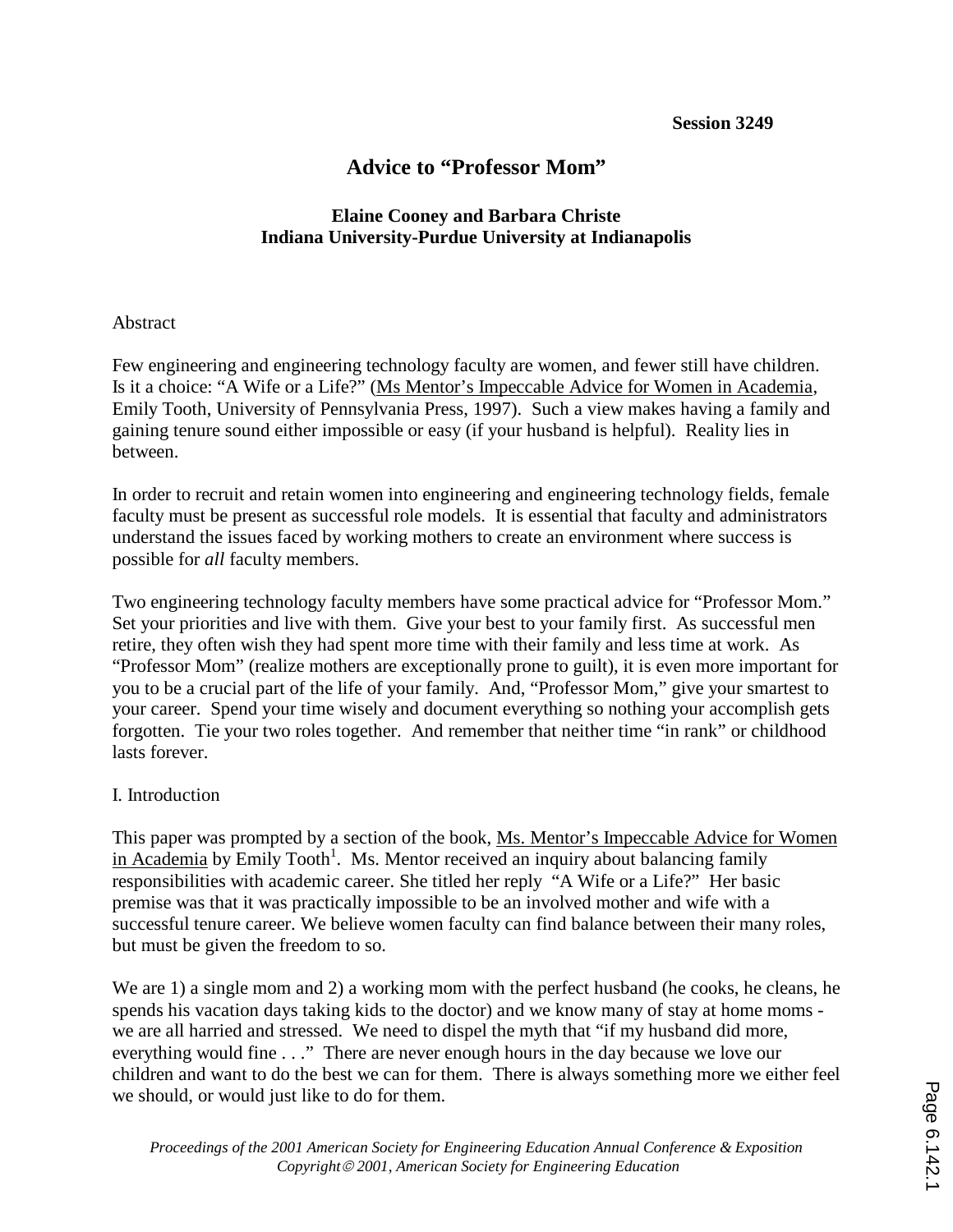**Session 3249**

# Advice to "Professor Mom"

**Elaine Cooney and Barbara Christe**
**Indiana University-Purdue University at Indianapolis**

Abstract

Few engineering and engineering technology faculty are women, and fewer still have children. Is it a choice: "A Wife or a Life?" (Ms Mentor's Impeccable Advice for Women in Academia, Emily Tooth, University of Pennsylvania Press, 1997). Such a view makes having a family and gaining tenure sound either impossible or easy (if your husband is helpful). Reality lies in between.

In order to recruit and retain women into engineering and engineering technology fields, female faculty must be present as successful role models. It is essential that faculty and administrators understand the issues faced by working mothers to create an environment where success is possible for *all* faculty members.

Two engineering technology faculty members have some practical advice for "Professor Mom." Set your priorities and live with them. Give your best to your family first. As successful men retire, they often wish they had spent more time with their family and less time at work. As "Professor Mom" (realize mothers are exceptionally prone to guilt), it is even more important for you to be a crucial part of the life of your family. And, "Professor Mom," give your smartest to your career. Spend your time wisely and document everything so nothing your accomplish gets forgotten. Tie your two roles together. And remember that neither time "in rank" or childhood lasts forever.

I. Introduction

This paper was prompted by a section of the book, Ms. Mentor's Impeccable Advice for Women in Academia by Emily Tooth[1]. Ms. Mentor received an inquiry about balancing family responsibilities with academic career. She titled her reply "A Wife or a Life?" Her basic premise was that it was practically impossible to be an involved mother and wife with a successful tenure career. We believe women faculty can find balance between their many roles, but must be given the freedom to so.

We are 1) a single mom and 2) a working mom with the perfect husband (he cooks, he cleans, he spends his vacation days taking kids to the doctor) and we know many of stay at home moms - we are all harried and stressed. We need to dispel the myth that "if my husband did more, everything would fine . . ." There are never enough hours in the day because we love our children and want to do the best we can for them. There is always something more we either feel we should, or would just like to do for them.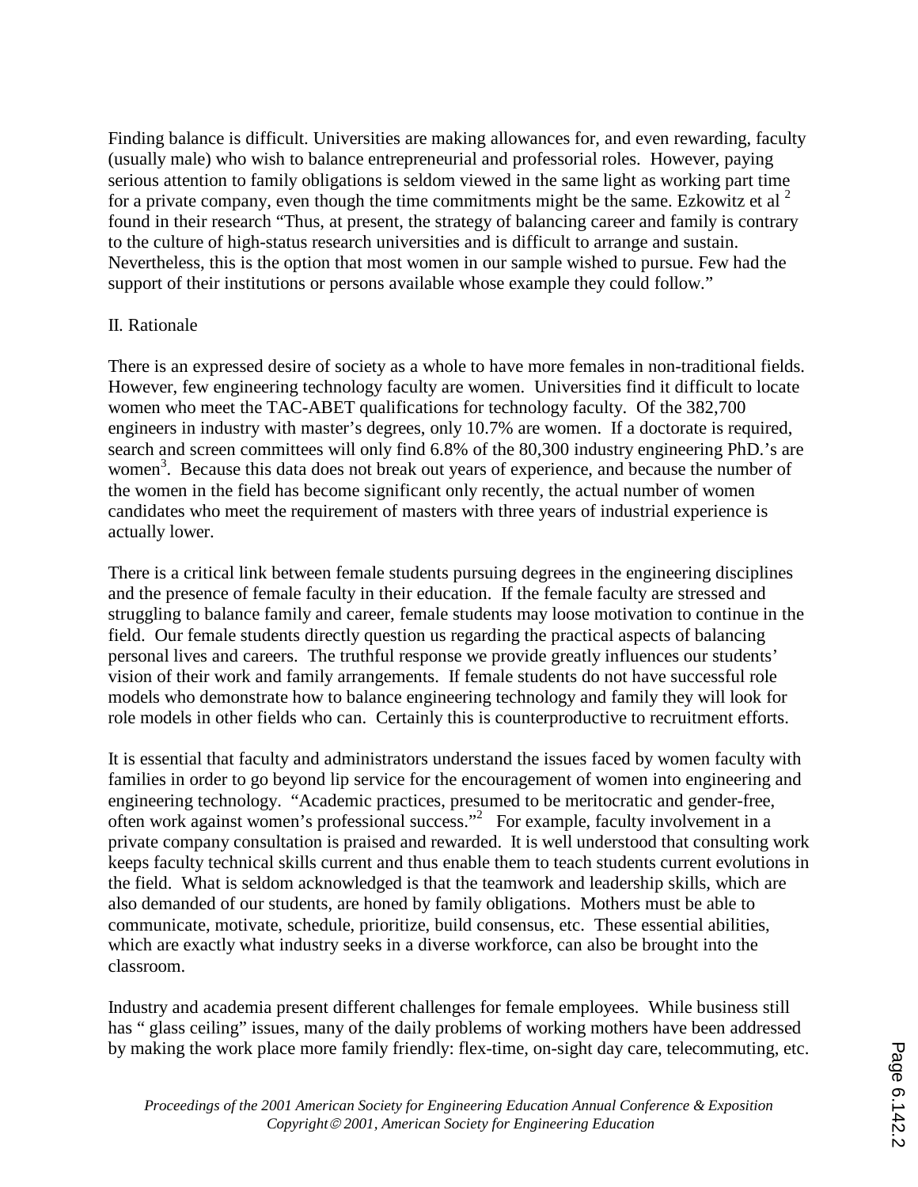Finding balance is difficult. Universities are making allowances for, and even rewarding, faculty (usually male) who wish to balance entrepreneurial and professorial roles. However, paying serious attention to family obligations is seldom viewed in the same light as working part time for a private company, even though the time commitments might be the same. Ezkowitz et al [2] found in their research "Thus, at present, the strategy of balancing career and family is contrary to the culture of high-status research universities and is difficult to arrange and sustain. Nevertheless, this is the option that most women in our sample wished to pursue. Few had the support of their institutions or persons available whose example they could follow."

## II. Rationale

There is an expressed desire of society as a whole to have more females in non-traditional fields. However, few engineering technology faculty are women. Universities find it difficult to locate women who meet the TAC-ABET qualifications for technology faculty. Of the 382,700 engineers in industry with master's degrees, only 10.7% are women. If a doctorate is required, search and screen committees will only find 6.8% of the 80,300 industry engineering PhD.'s are women[3]. Because this data does not break out years of experience, and because the number of the women in the field has become significant only recently, the actual number of women candidates who meet the requirement of masters with three years of industrial experience is actually lower.

There is a critical link between female students pursuing degrees in the engineering disciplines and the presence of female faculty in their education. If the female faculty are stressed and struggling to balance family and career, female students may loose motivation to continue in the field. Our female students directly question us regarding the practical aspects of balancing personal lives and careers. The truthful response we provide greatly influences our students' vision of their work and family arrangements. If female students do not have successful role models who demonstrate how to balance engineering technology and family they will look for role models in other fields who can. Certainly this is counterproductive to recruitment efforts.

It is essential that faculty and administrators understand the issues faced by women faculty with families in order to go beyond lip service for the encouragement of women into engineering and engineering technology. "Academic practices, presumed to be meritocratic and gender-free, often work against women's professional success."[2] For example, faculty involvement in a private company consultation is praised and rewarded. It is well understood that consulting work keeps faculty technical skills current and thus enable them to teach students current evolutions in the field. What is seldom acknowledged is that the teamwork and leadership skills, which are also demanded of our students, are honed by family obligations. Mothers must be able to communicate, motivate, schedule, prioritize, build consensus, etc. These essential abilities, which are exactly what industry seeks in a diverse workforce, can also be brought into the classroom.

Industry and academia present different challenges for female employees. While business still has " glass ceiling" issues, many of the daily problems of working mothers have been addressed by making the work place more family friendly: flex-time, on-sight day care, telecommuting, etc.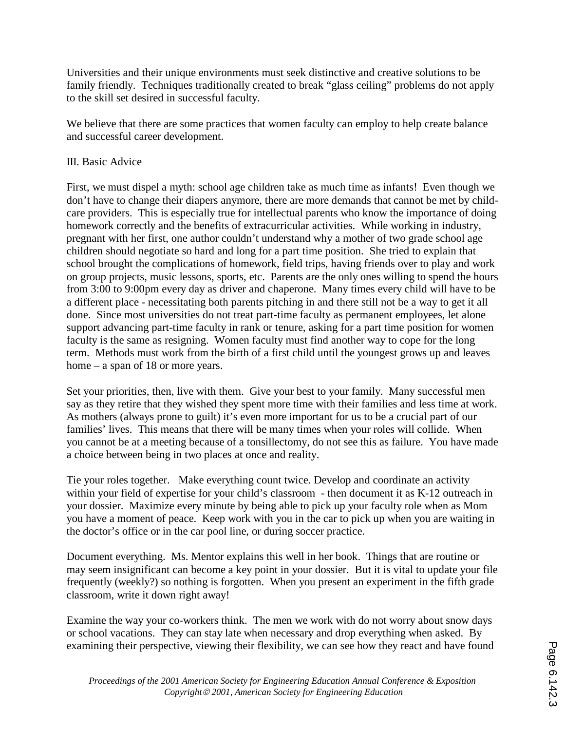Universities and their unique environments must seek distinctive and creative solutions to be family friendly. Techniques traditionally created to break "glass ceiling" problems do not apply to the skill set desired in successful faculty.

We believe that there are some practices that women faculty can employ to help create balance and successful career development.

## III. Basic Advice

First, we must dispel a myth: school age children take as much time as infants! Even though we don't have to change their diapers anymore, there are more demands that cannot be met by child-care providers. This is especially true for intellectual parents who know the importance of doing homework correctly and the benefits of extracurricular activities. While working in industry, pregnant with her first, one author couldn't understand why a mother of two grade school age children should negotiate so hard and long for a part time position. She tried to explain that school brought the complications of homework, field trips, having friends over to play and work on group projects, music lessons, sports, etc. Parents are the only ones willing to spend the hours from 3:00 to 9:00pm every day as driver and chaperone. Many times every child will have to be a different place - necessitating both parents pitching in and there still not be a way to get it all done. Since most universities do not treat part-time faculty as permanent employees, let alone support advancing part-time faculty in rank or tenure, asking for a part time position for women faculty is the same as resigning. Women faculty must find another way to cope for the long term. Methods must work from the birth of a first child until the youngest grows up and leaves home – a span of 18 or more years.

Set your priorities, then, live with them. Give your best to your family. Many successful men say as they retire that they wished they spent more time with their families and less time at work. As mothers (always prone to guilt) it's even more important for us to be a crucial part of our families' lives. This means that there will be many times when your roles will collide. When you cannot be at a meeting because of a tonsillectomy, do not see this as failure. You have made a choice between being in two places at once and reality.

Tie your roles together. Make everything count twice. Develop and coordinate an activity within your field of expertise for your child's classroom - then document it as K-12 outreach in your dossier. Maximize every minute by being able to pick up your faculty role when as Mom you have a moment of peace. Keep work with you in the car to pick up when you are waiting in the doctor's office or in the car pool line, or during soccer practice.

Document everything. Ms. Mentor explains this well in her book. Things that are routine or may seem insignificant can become a key point in your dossier. But it is vital to update your file frequently (weekly?) so nothing is forgotten. When you present an experiment in the fifth grade classroom, write it down right away!

Examine the way your co-workers think. The men we work with do not worry about snow days or school vacations. They can stay late when necessary and drop everything when asked. By examining their perspective, viewing their flexibility, we can see how they react and have found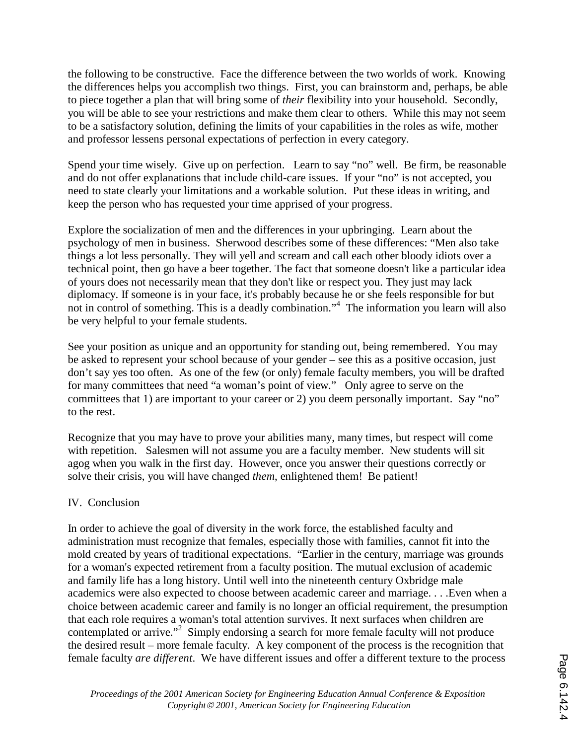the following to be constructive. Face the difference between the two worlds of work. Knowing the differences helps you accomplish two things. First, you can brainstorm and, perhaps, be able to piece together a plan that will bring some of *their* flexibility into your household. Secondly, you will be able to see your restrictions and make them clear to others. While this may not seem to be a satisfactory solution, defining the limits of your capabilities in the roles as wife, mother and professor lessens personal expectations of perfection in every category.

Spend your time wisely. Give up on perfection. Learn to say "no" well. Be firm, be reasonable and do not offer explanations that include child-care issues. If your "no" is not accepted, you need to state clearly your limitations and a workable solution. Put these ideas in writing, and keep the person who has requested your time apprised of your progress.

Explore the socialization of men and the differences in your upbringing. Learn about the psychology of men in business. Sherwood describes some of these differences: "Men also take things a lot less personally. They will yell and scream and call each other bloody idiots over a technical point, then go have a beer together. The fact that someone doesn't like a particular idea of yours does not necessarily mean that they don't like or respect you. They just may lack diplomacy. If someone is in your face, it's probably because he or she feels responsible for but not in control of something. This is a deadly combination."[4] The information you learn will also be very helpful to your female students.

See your position as unique and an opportunity for standing out, being remembered. You may be asked to represent your school because of your gender – see this as a positive occasion, just don't say yes too often. As one of the few (or only) female faculty members, you will be drafted for many committees that need "a woman's point of view." Only agree to serve on the committees that 1) are important to your career or 2) you deem personally important. Say "no" to the rest.

Recognize that you may have to prove your abilities many, many times, but respect will come with repetition. Salesmen will not assume you are a faculty member. New students will sit agog when you walk in the first day. However, once you answer their questions correctly or solve their crisis, you will have changed *them*, enlightened them! Be patient!

## IV. Conclusion

In order to achieve the goal of diversity in the work force, the established faculty and administration must recognize that females, especially those with families, cannot fit into the mold created by years of traditional expectations. "Earlier in the century, marriage was grounds for a woman's expected retirement from a faculty position. The mutual exclusion of academic and family life has a long history. Until well into the nineteenth century Oxbridge male academics were also expected to choose between academic career and marriage. . . .Even when a choice between academic career and family is no longer an official requirement, the presumption that each role requires a woman's total attention survives. It next surfaces when children are contemplated or arrive."[2] Simply endorsing a search for more female faculty will not produce the desired result – more female faculty. A key component of the process is the recognition that female faculty *are different*. We have different issues and offer a different texture to the process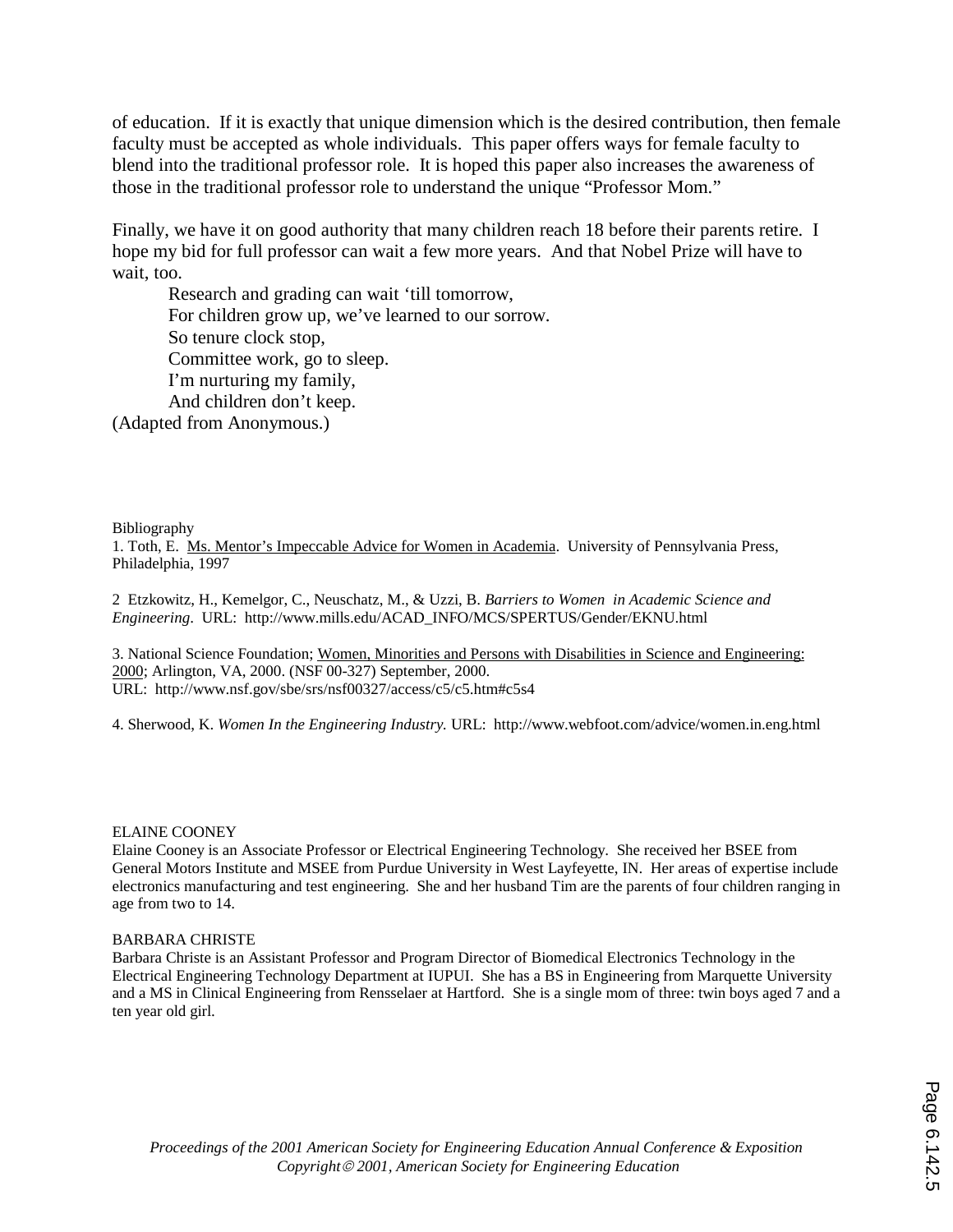of education. If it is exactly that unique dimension which is the desired contribution, then female faculty must be accepted as whole individuals. This paper offers ways for female faculty to blend into the traditional professor role. It is hoped this paper also increases the awareness of those in the traditional professor role to understand the unique "Professor Mom."

Finally, we have it on good authority that many children reach 18 before their parents retire. I hope my bid for full professor can wait a few more years. And that Nobel Prize will have to wait, too.

> Research and grading can wait 'till tomorrow,
> For children grow up, we've learned to our sorrow.
> So tenure clock stop,
> Committee work, go to sleep.
> I'm nurturing my family,
> And children don't keep.

(Adapted from Anonymous.)

Bibliography

1. Toth, E. Ms. Mentor's Impeccable Advice for Women in Academia. University of Pennsylvania Press, Philadelphia, 1997

2 Etzkowitz, H., Kemelgor, C., Neuschatz, M., & Uzzi, B. *Barriers to Women in Academic Science and Engineering*. URL: http://www.mills.edu/ACAD_INFO/MCS/SPERTUS/Gender/EKNU.html

3. National Science Foundation; Women, Minorities and Persons with Disabilities in Science and Engineering: 2000; Arlington, VA, 2000. (NSF 00-327) September, 2000.
URL: http://www.nsf.gov/sbe/srs/nsf00327/access/c5/c5.htm#c5s4

4. Sherwood, K. *Women In the Engineering Industry.* URL: http://www.webfoot.com/advice/women.in.eng.html

ELAINE COONEY
Elaine Cooney is an Associate Professor or Electrical Engineering Technology. She received her BSEE from General Motors Institute and MSEE from Purdue University in West Layfeyette, IN. Her areas of expertise include electronics manufacturing and test engineering. She and her husband Tim are the parents of four children ranging in age from two to 14.

BARBARA CHRISTE
Barbara Christe is an Assistant Professor and Program Director of Biomedical Electronics Technology in the Electrical Engineering Technology Department at IUPUI. She has a BS in Engineering from Marquette University and a MS in Clinical Engineering from Rensselaer at Hartford. She is a single mom of three: twin boys aged 7 and a ten year old girl.